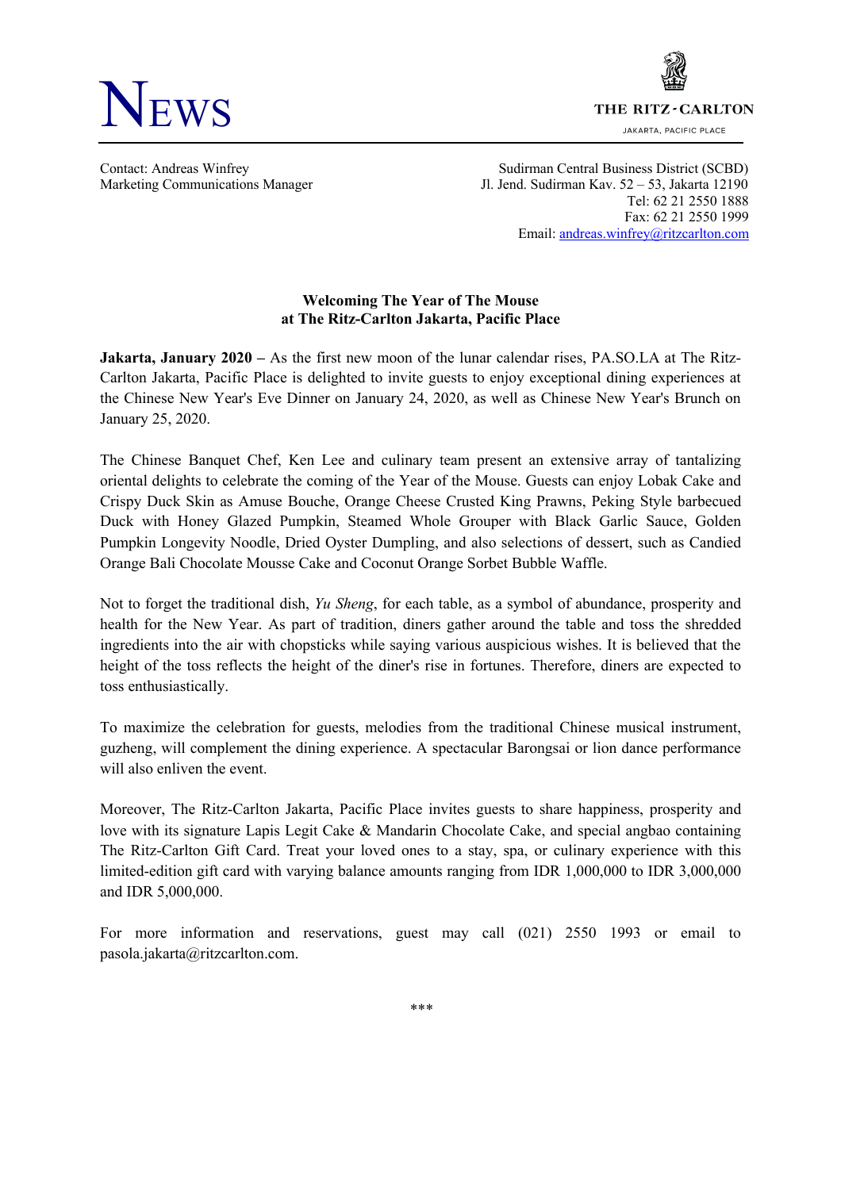# NEWS

THE RITZ-CARLTON
JAKARTA, PACIFIC PLACE

Contact: Andreas Winfrey
Marketing Communications Manager

Sudirman Central Business District (SCBD)
Jl. Jend. Sudirman Kav. 52 – 53, Jakarta 12190
Tel: 62 21 2550 1888
Fax: 62 21 2550 1999
Email: andreas.winfrey@ritzcarlton.com

## Welcoming The Year of The Mouse at The Ritz-Carlton Jakarta, Pacific Place

**Jakarta, January 2020 –** As the first new moon of the lunar calendar rises, PA.SO.LA at The Ritz-Carlton Jakarta, Pacific Place is delighted to invite guests to enjoy exceptional dining experiences at the Chinese New Year's Eve Dinner on January 24, 2020, as well as Chinese New Year's Brunch on January 25, 2020.

The Chinese Banquet Chef, Ken Lee and culinary team present an extensive array of tantalizing oriental delights to celebrate the coming of the Year of the Mouse. Guests can enjoy Lobak Cake and Crispy Duck Skin as Amuse Bouche, Orange Cheese Crusted King Prawns, Peking Style barbecued Duck with Honey Glazed Pumpkin, Steamed Whole Grouper with Black Garlic Sauce, Golden Pumpkin Longevity Noodle, Dried Oyster Dumpling, and also selections of dessert, such as Candied Orange Bali Chocolate Mousse Cake and Coconut Orange Sorbet Bubble Waffle.

Not to forget the traditional dish, *Yu Sheng*, for each table, as a symbol of abundance, prosperity and health for the New Year. As part of tradition, diners gather around the table and toss the shredded ingredients into the air with chopsticks while saying various auspicious wishes. It is believed that the height of the toss reflects the height of the diner's rise in fortunes. Therefore, diners are expected to toss enthusiastically.

To maximize the celebration for guests, melodies from the traditional Chinese musical instrument, guzheng, will complement the dining experience. A spectacular Barongsai or lion dance performance will also enliven the event.

Moreover, The Ritz-Carlton Jakarta, Pacific Place invites guests to share happiness, prosperity and love with its signature Lapis Legit Cake & Mandarin Chocolate Cake, and special angbao containing The Ritz-Carlton Gift Card. Treat your loved ones to a stay, spa, or culinary experience with this limited-edition gift card with varying balance amounts ranging from IDR 1,000,000 to IDR 3,000,000 and IDR 5,000,000.

For more information and reservations, guest may call (021) 2550 1993 or email to pasola.jakarta@ritzcarlton.com.

***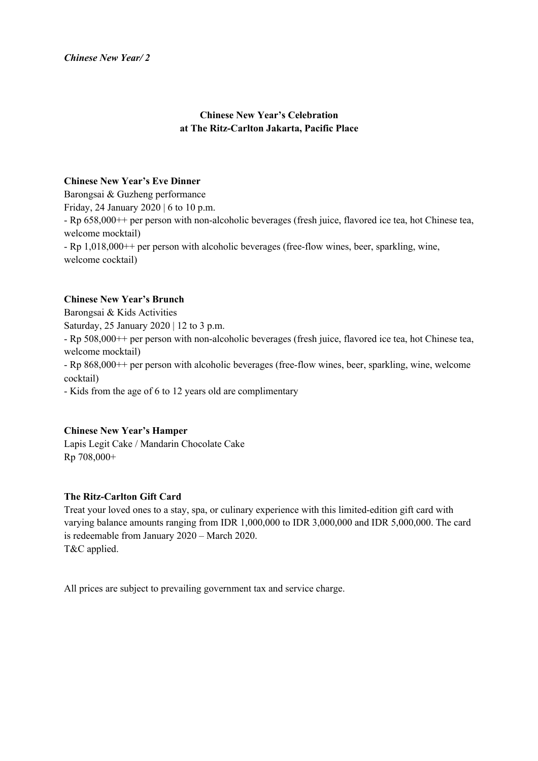**Chinese New Year's Celebration**
**at The Ritz-Carlton Jakarta, Pacific Place**

**Chinese New Year's Eve Dinner**
Barongsai & Guzheng performance
Friday, 24 January 2020 | 6 to 10 p.m.
- Rp 658,000++ per person with non-alcoholic beverages (fresh juice, flavored ice tea, hot Chinese tea, welcome mocktail)
- Rp 1,018,000++ per person with alcoholic beverages (free-flow wines, beer, sparkling, wine, welcome cocktail)

**Chinese New Year's Brunch**
Barongsai & Kids Activities
Saturday, 25 January 2020 | 12 to 3 p.m.
- Rp 508,000++ per person with non-alcoholic beverages (fresh juice, flavored ice tea, hot Chinese tea, welcome mocktail)
- Rp 868,000++ per person with alcoholic beverages (free-flow wines, beer, sparkling, wine, welcome cocktail)
- Kids from the age of 6 to 12 years old are complimentary

**Chinese New Year's Hamper**
Lapis Legit Cake / Mandarin Chocolate Cake
Rp 708,000+

**The Ritz-Carlton Gift Card**
Treat your loved ones to a stay, spa, or culinary experience with this limited-edition gift card with varying balance amounts ranging from IDR 1,000,000 to IDR 3,000,000 and IDR 5,000,000. The card is redeemable from January 2020 – March 2020.
T&C applied.

All prices are subject to prevailing government tax and service charge.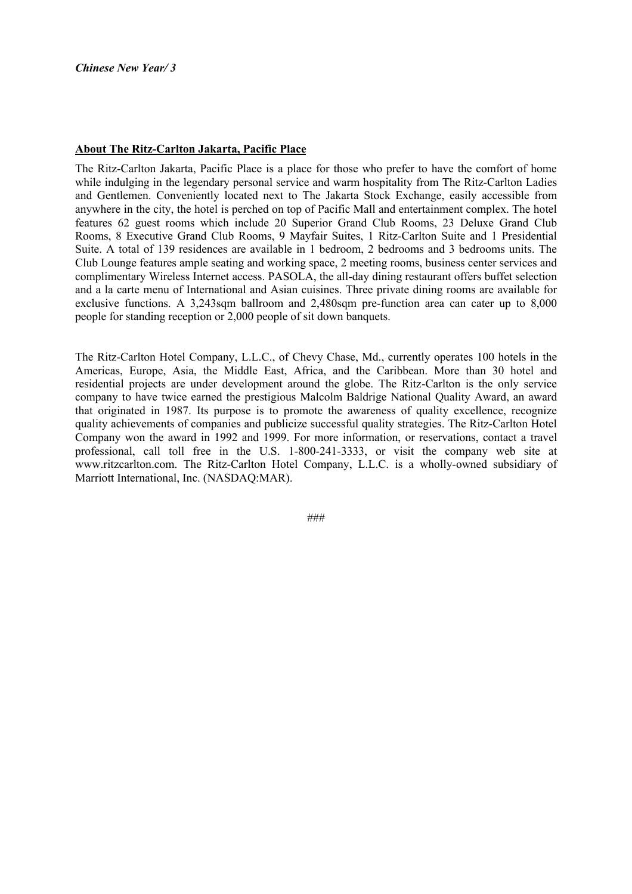**About The Ritz-Carlton Jakarta, Pacific Place**

The Ritz-Carlton Jakarta, Pacific Place is a place for those who prefer to have the comfort of home while indulging in the legendary personal service and warm hospitality from The Ritz-Carlton Ladies and Gentlemen. Conveniently located next to The Jakarta Stock Exchange, easily accessible from anywhere in the city, the hotel is perched on top of Pacific Mall and entertainment complex. The hotel features 62 guest rooms which include 20 Superior Grand Club Rooms, 23 Deluxe Grand Club Rooms, 8 Executive Grand Club Rooms, 9 Mayfair Suites, 1 Ritz-Carlton Suite and 1 Presidential Suite. A total of 139 residences are available in 1 bedroom, 2 bedrooms and 3 bedrooms units. The Club Lounge features ample seating and working space, 2 meeting rooms, business center services and complimentary Wireless Internet access. PASOLA, the all-day dining restaurant offers buffet selection and a la carte menu of International and Asian cuisines. Three private dining rooms are available for exclusive functions. A 3,243sqm ballroom and 2,480sqm pre-function area can cater up to 8,000 people for standing reception or 2,000 people of sit down banquets.

The Ritz-Carlton Hotel Company, L.L.C., of Chevy Chase, Md., currently operates 100 hotels in the Americas, Europe, Asia, the Middle East, Africa, and the Caribbean. More than 30 hotel and residential projects are under development around the globe. The Ritz-Carlton is the only service company to have twice earned the prestigious Malcolm Baldrige National Quality Award, an award that originated in 1987. Its purpose is to promote the awareness of quality excellence, recognize quality achievements of companies and publicize successful quality strategies. The Ritz-Carlton Hotel Company won the award in 1992 and 1999. For more information, or reservations, contact a travel professional, call toll free in the U.S. 1-800-241-3333, or visit the company web site at www.ritzcarlton.com. The Ritz-Carlton Hotel Company, L.L.C. is a wholly-owned subsidiary of Marriott International, Inc. (NASDAQ:MAR).

###